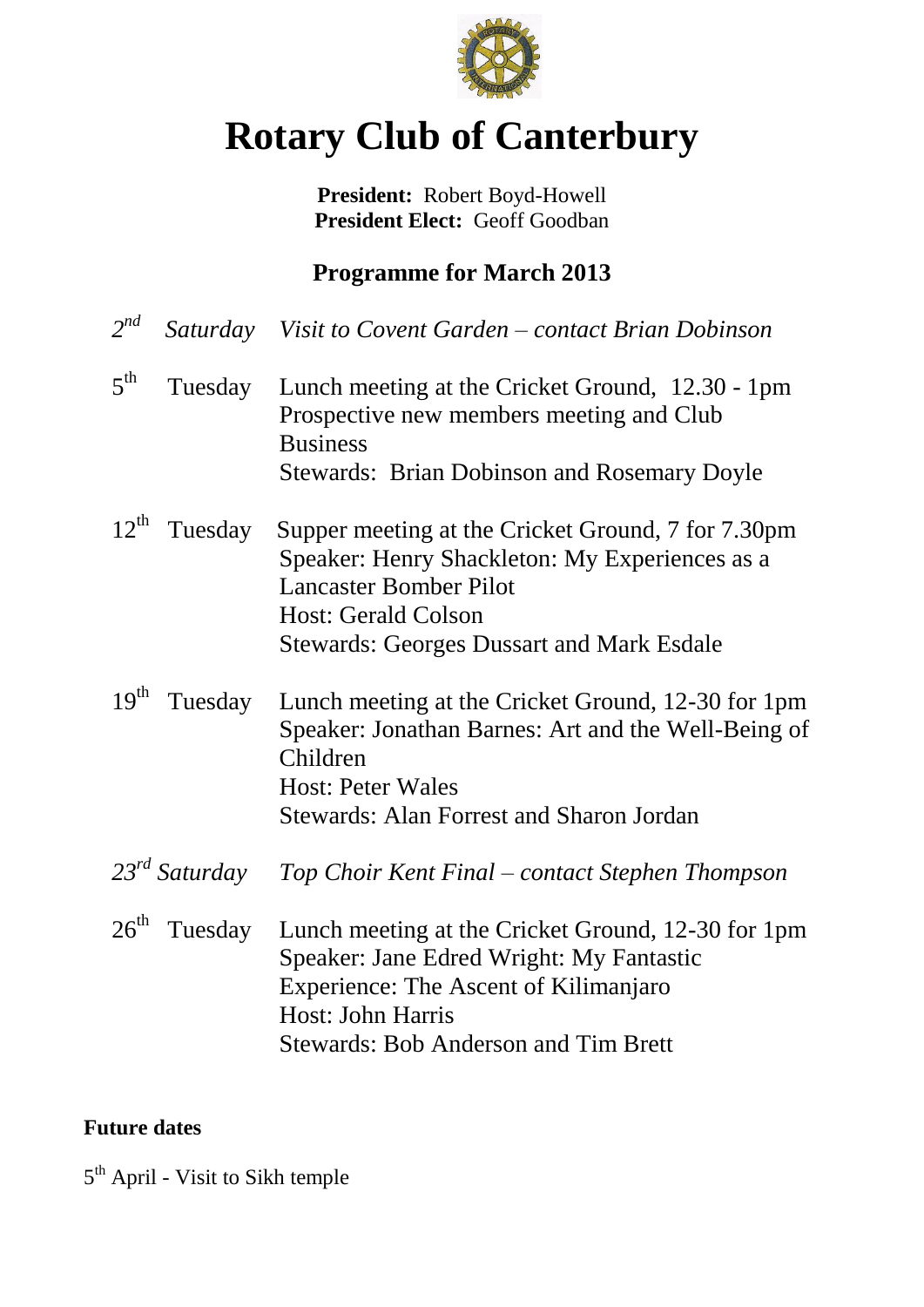# Rotary Club of Canterbury

**President:** Robert Boyd-Howell
**President Elect:** Geoff Goodban

## Programme for March 2013

*2nd Saturday* *Visit to Covent Garden – contact Brian Dobinson*

5th Tuesday Lunch meeting at the Cricket Ground, 12.30 - 1pm
Prospective new members meeting and Club Business
Stewards: Brian Dobinson and Rosemary Doyle

12th Tuesday Supper meeting at the Cricket Ground, 7 for 7.30pm
Speaker: Henry Shackleton: My Experiences as a Lancaster Bomber Pilot
Host: Gerald Colson
Stewards: Georges Dussart and Mark Esdale

19th Tuesday Lunch meeting at the Cricket Ground, 12-30 for 1pm
Speaker: Jonathan Barnes: Art and the Well-Being of Children
Host: Peter Wales
Stewards: Alan Forrest and Sharon Jordan

*23rd Saturday* *Top Choir Kent Final – contact Stephen Thompson*

26th Tuesday Lunch meeting at the Cricket Ground, 12-30 for 1pm
Speaker: Jane Edred Wright: My Fantastic Experience: The Ascent of Kilimanjaro
Host: John Harris
Stewards: Bob Anderson and Tim Brett

**Future dates**

5th April - Visit to Sikh temple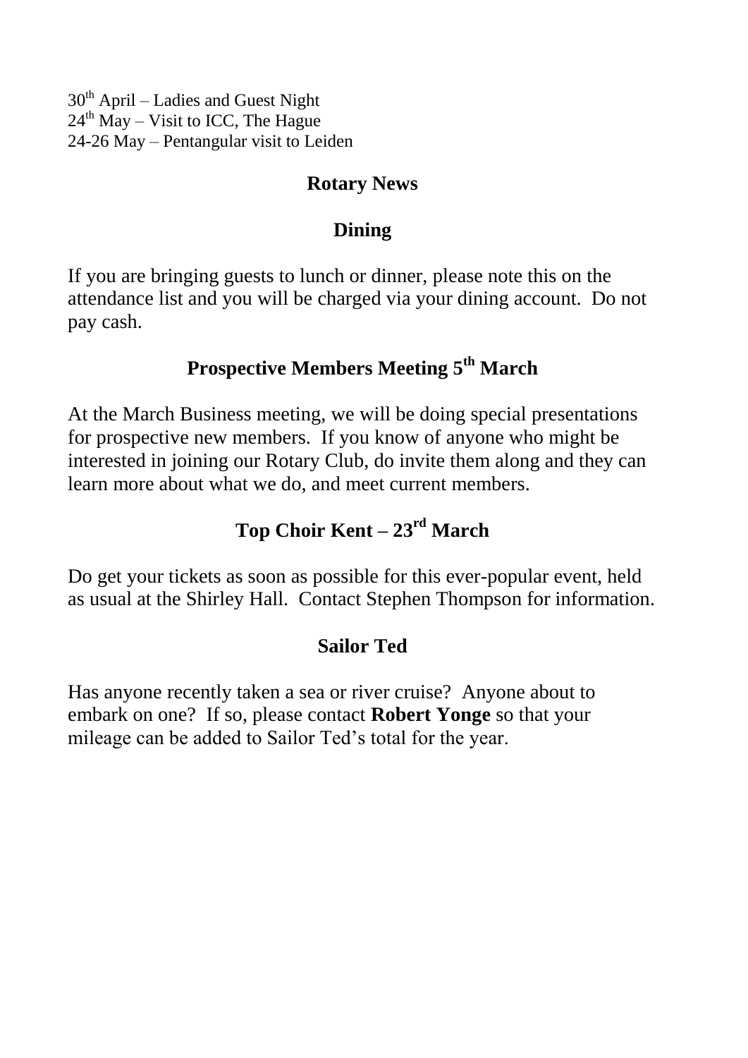30th April – Ladies and Guest Night
24th May – Visit to ICC, The Hague
24-26 May – Pentangular visit to Leiden

## Rotary News

### Dining

If you are bringing guests to lunch or dinner, please note this on the attendance list and you will be charged via your dining account. Do not pay cash.

### Prospective Members Meeting 5th March

At the March Business meeting, we will be doing special presentations for prospective new members. If you know of anyone who might be interested in joining our Rotary Club, do invite them along and they can learn more about what we do, and meet current members.

### Top Choir Kent – 23rd March

Do get your tickets as soon as possible for this ever-popular event, held as usual at the Shirley Hall. Contact Stephen Thompson for information.

### Sailor Ted

Has anyone recently taken a sea or river cruise? Anyone about to embark on one? If so, please contact **Robert Yonge** so that your mileage can be added to Sailor Ted's total for the year.